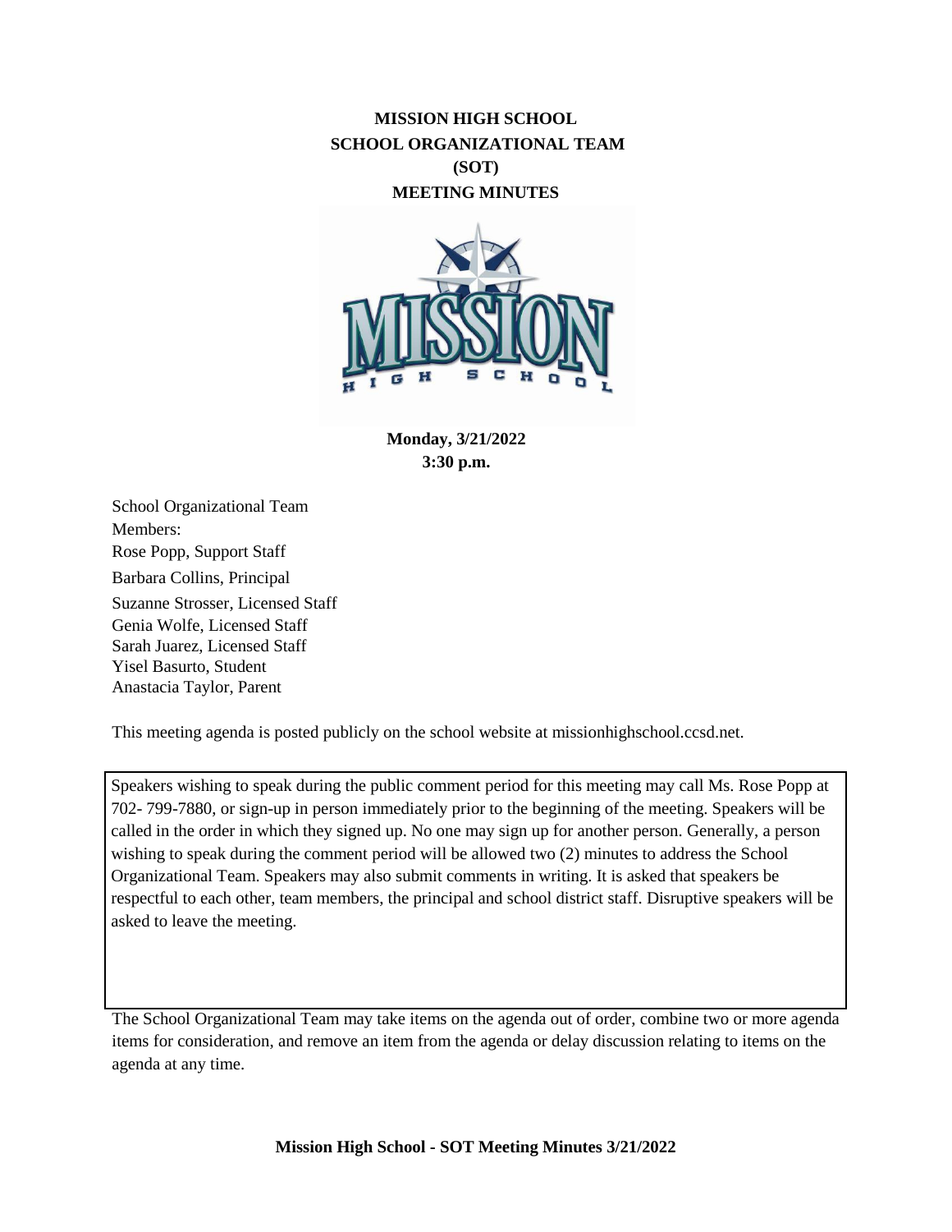# MISSION HIGH SCHOOL
# SCHOOL ORGANIZATIONAL TEAM
# (SOT)
# MEETING MINUTES

**Monday, 3/21/2022**
**3:30 p.m.**

School Organizational Team Members:
Rose Popp, Support Staff
Barbara Collins, Principal
Suzanne Strosser, Licensed Staff
Genia Wolfe, Licensed Staff
Sarah Juarez, Licensed Staff
Yisel Basurto, Student
Anastacia Taylor, Parent

This meeting agenda is posted publicly on the school website at missionhighschool.ccsd.net.

Speakers wishing to speak during the public comment period for this meeting may call Ms. Rose Popp at 702- 799-7880, or sign-up in person immediately prior to the beginning of the meeting. Speakers will be called in the order in which they signed up. No one may sign up for another person. Generally, a person wishing to speak during the comment period will be allowed two (2) minutes to address the School Organizational Team. Speakers may also submit comments in writing. It is asked that speakers be respectful to each other, team members, the principal and school district staff. Disruptive speakers will be asked to leave the meeting.

The School Organizational Team may take items on the agenda out of order, combine two or more agenda items for consideration, and remove an item from the agenda or delay discussion relating to items on the agenda at any time.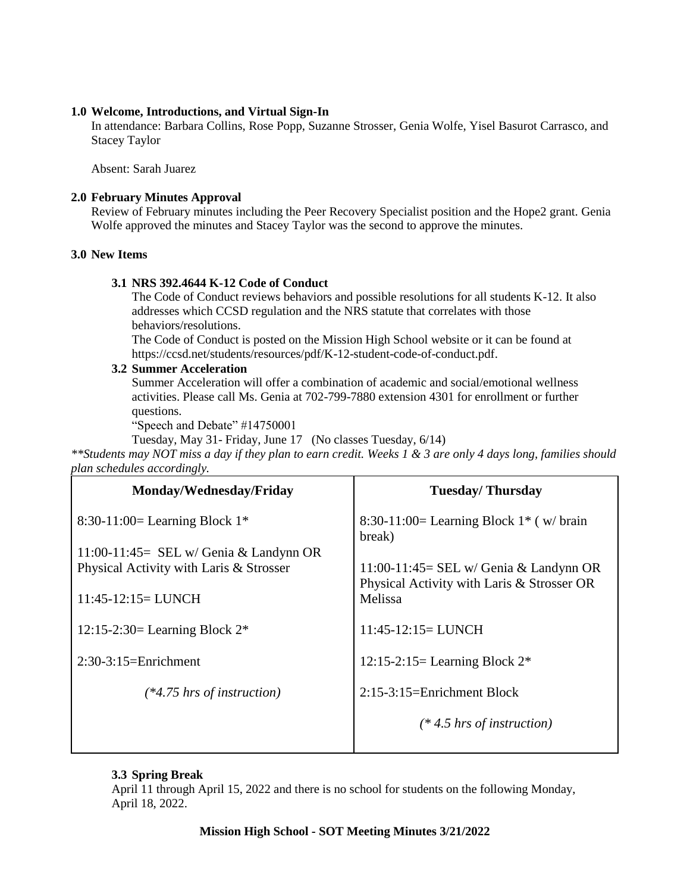**1.0 Welcome, Introductions, and Virtual Sign-In**

In attendance: Barbara Collins, Rose Popp, Suzanne Strosser, Genia Wolfe, Yisel Basurot Carrasco, and Stacey Taylor

Absent: Sarah Juarez

**2.0 February Minutes Approval**

Review of February minutes including the Peer Recovery Specialist position and the Hope2 grant. Genia Wolfe approved the minutes and Stacey Taylor was the second to approve the minutes.

**3.0 New Items**

**3.1 NRS 392.4644 K-12 Code of Conduct**

The Code of Conduct reviews behaviors and possible resolutions for all students K-12. It also addresses which CCSD regulation and the NRS statute that correlates with those behaviors/resolutions.

The Code of Conduct is posted on the Mission High School website or it can be found at https://ccsd.net/students/resources/pdf/K-12-student-code-of-conduct.pdf.

**3.2 Summer Acceleration**

Summer Acceleration will offer a combination of academic and social/emotional wellness activities. Please call Ms. Genia at 702-799-7880 extension 4301 for enrollment or further questions.

"Speech and Debate" #14750001

Tuesday, May 31- Friday, June 17 (No classes Tuesday, 6/14)

*\*\*Students may NOT miss a day if they plan to earn credit. Weeks 1 & 3 are only 4 days long, families should plan schedules accordingly.*

| Monday/Wednesday/Friday | Tuesday/ Thursday |
|---|---|
| 8:30-11:00= Learning Block 1* | 8:30-11:00= Learning Block 1* ( w/ brain break) |
| 11:00-11:45= SEL w/ Genia & Landynn OR Physical Activity with Laris & Strosser | 11:00-11:45= SEL w/ Genia & Landynn OR Physical Activity with Laris & Strosser OR Melissa |
| 11:45-12:15= LUNCH | 11:45-12:15= LUNCH |
| 12:15-2:30= Learning Block 2* | 12:15-2:15= Learning Block 2* |
| 2:30-3:15=Enrichment | 2:15-3:15=Enrichment Block |
| *(\*4.75 hrs of instruction)* | *(\* 4.5 hrs of instruction)* |

**3.3 Spring Break**

April 11 through April 15, 2022 and there is no school for students on the following Monday, April 18, 2022.

**Mission High School - SOT Meeting Minutes 3/21/2022**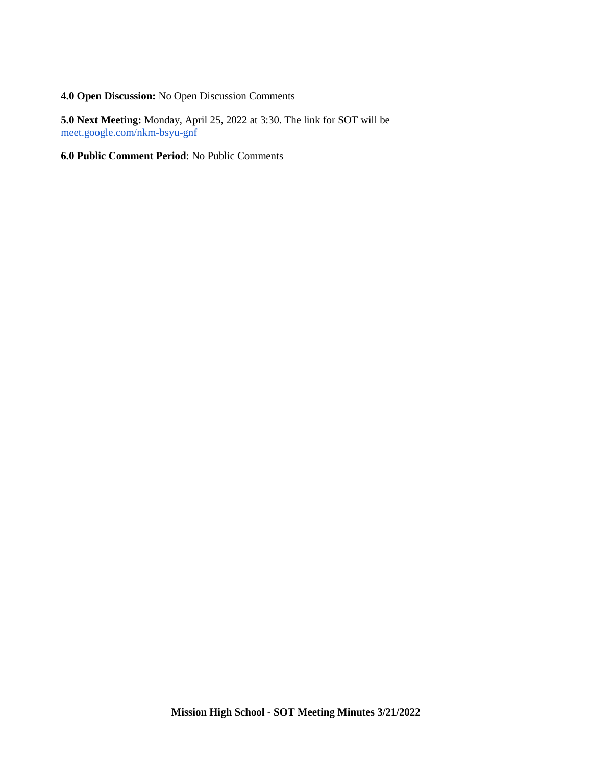**4.0 Open Discussion:** No Open Discussion Comments

**5.0 Next Meeting:** Monday, April 25, 2022 at 3:30. The link for SOT will be meet.google.com/nkm-bsyu-gnf

**6.0 Public Comment Period**: No Public Comments